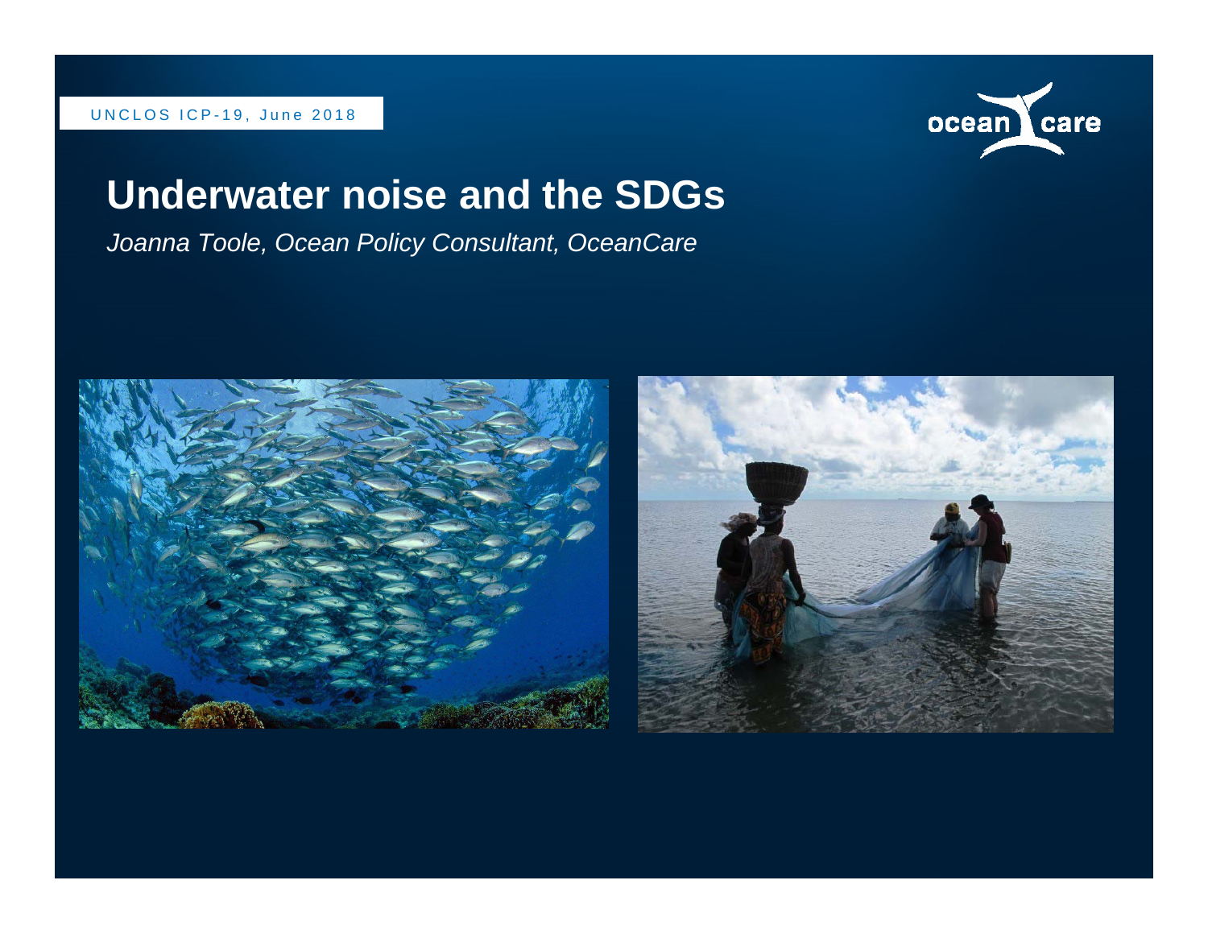UNCLOS ICP-19, June 2018

# Underwater noise and the SDGs

*Joanna Toole, Ocean Policy Consultant, OceanCare*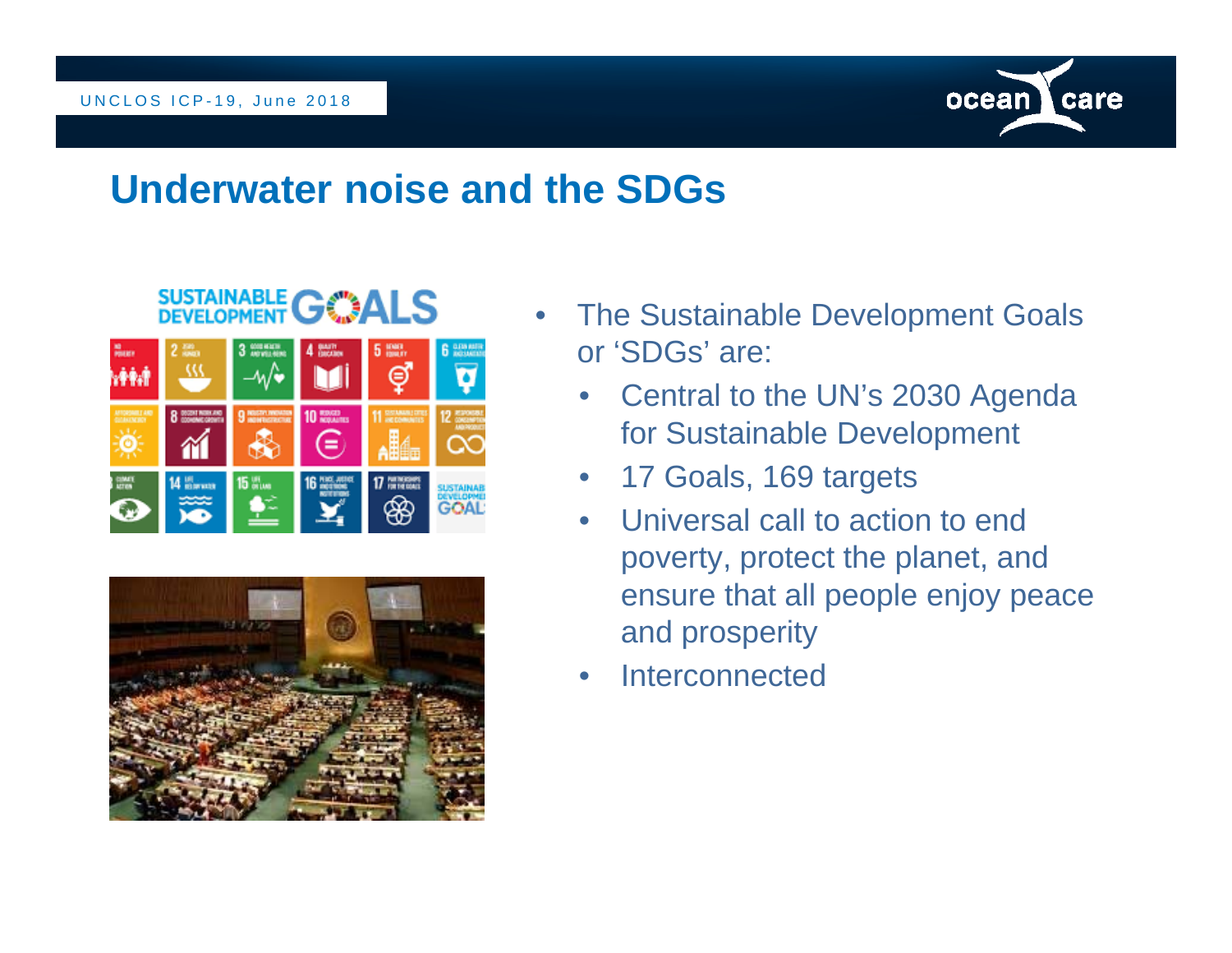## Underwater noise and the SDGs

- The Sustainable Development Goals or 'SDGs' are:
  - Central to the UN's 2030 Agenda for Sustainable Development
  - 17 Goals, 169 targets
  - Universal call to action to end poverty, protect the planet, and ensure that all people enjoy peace and prosperity
  - Interconnected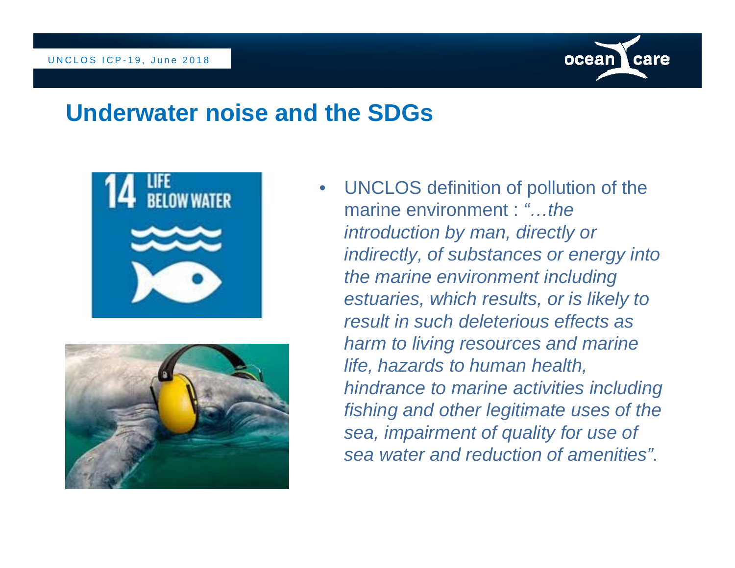## Underwater noise and the SDGs

- UNCLOS definition of pollution of the marine environment : *"…the introduction by man, directly or indirectly, of substances or energy into the marine environment including estuaries, which results, or is likely to result in such deleterious effects as harm to living resources and marine life, hazards to human health, hindrance to marine activities including fishing and other legitimate uses of the sea, impairment of quality for use of sea water and reduction of amenities".*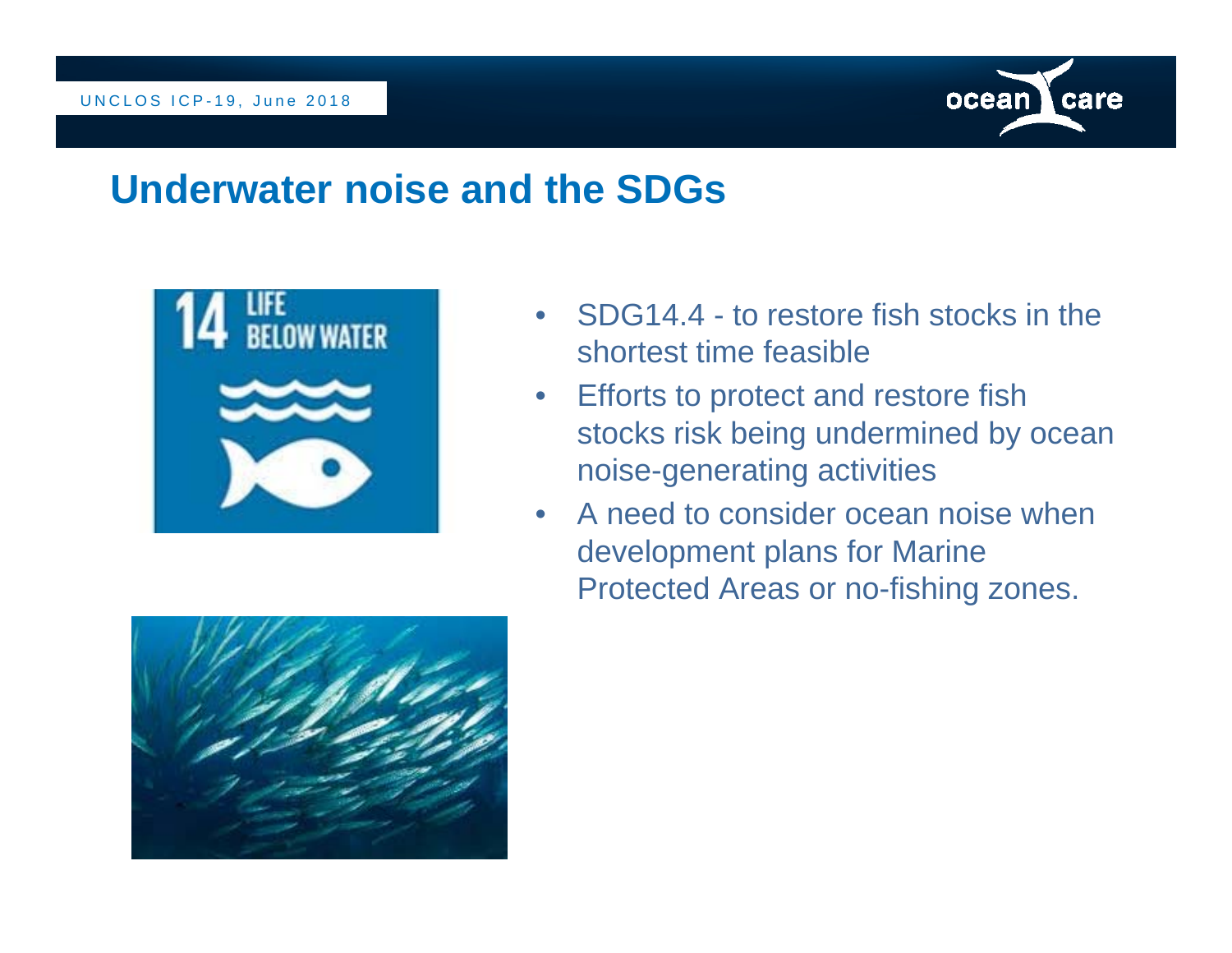## Underwater noise and the SDGs

- SDG14.4 - to restore fish stocks in the shortest time feasible
- Efforts to protect and restore fish stocks risk being undermined by ocean noise-generating activities
- A need to consider ocean noise when development plans for Marine Protected Areas or no-fishing zones.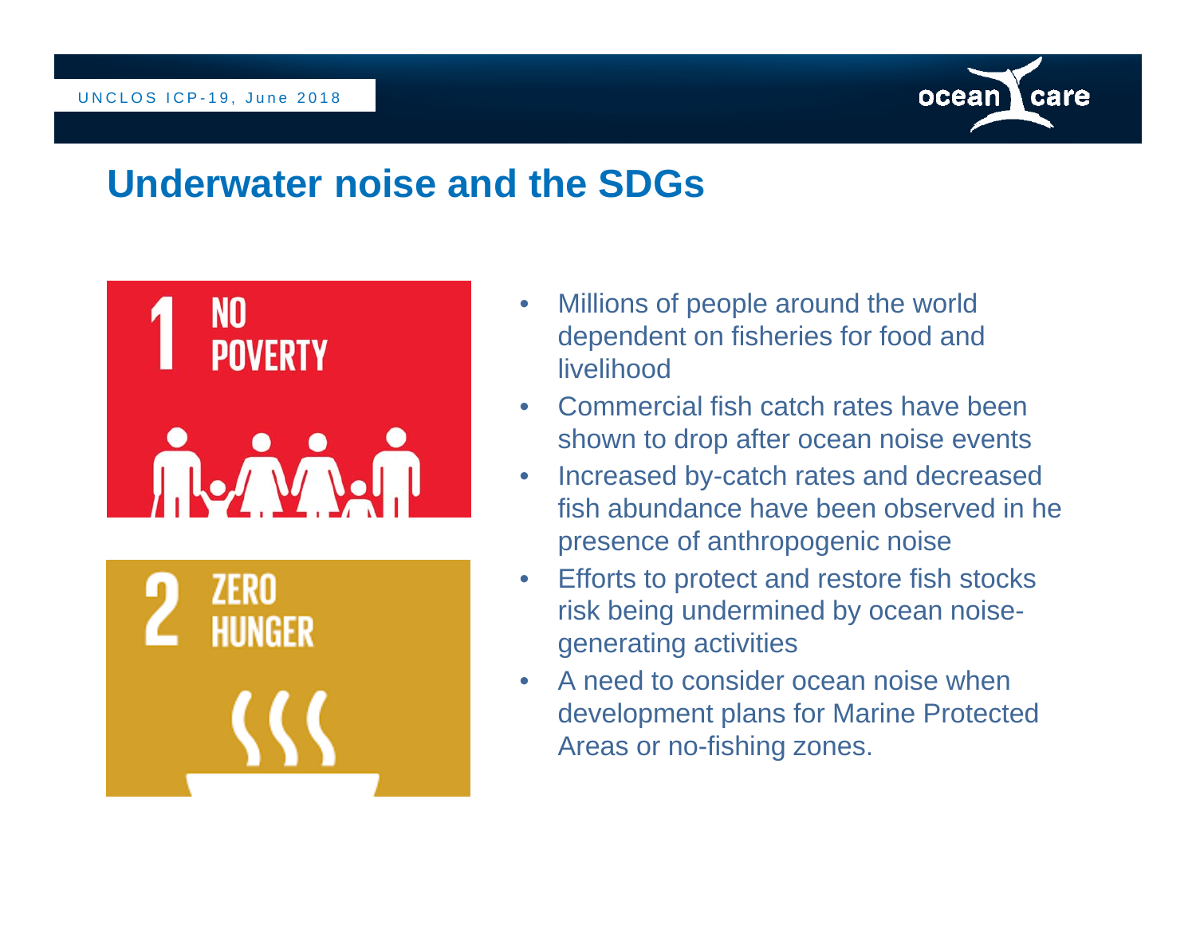## Underwater noise and the SDGs

1 NO POVERTY

2 ZERO HUNGER

- Millions of people around the world dependent on fisheries for food and livelihood
- Commercial fish catch rates have been shown to drop after ocean noise events
- Increased by-catch rates and decreased fish abundance have been observed in he presence of anthropogenic noise
- Efforts to protect and restore fish stocks risk being undermined by ocean noise-generating activities
- A need to consider ocean noise when development plans for Marine Protected Areas or no-fishing zones.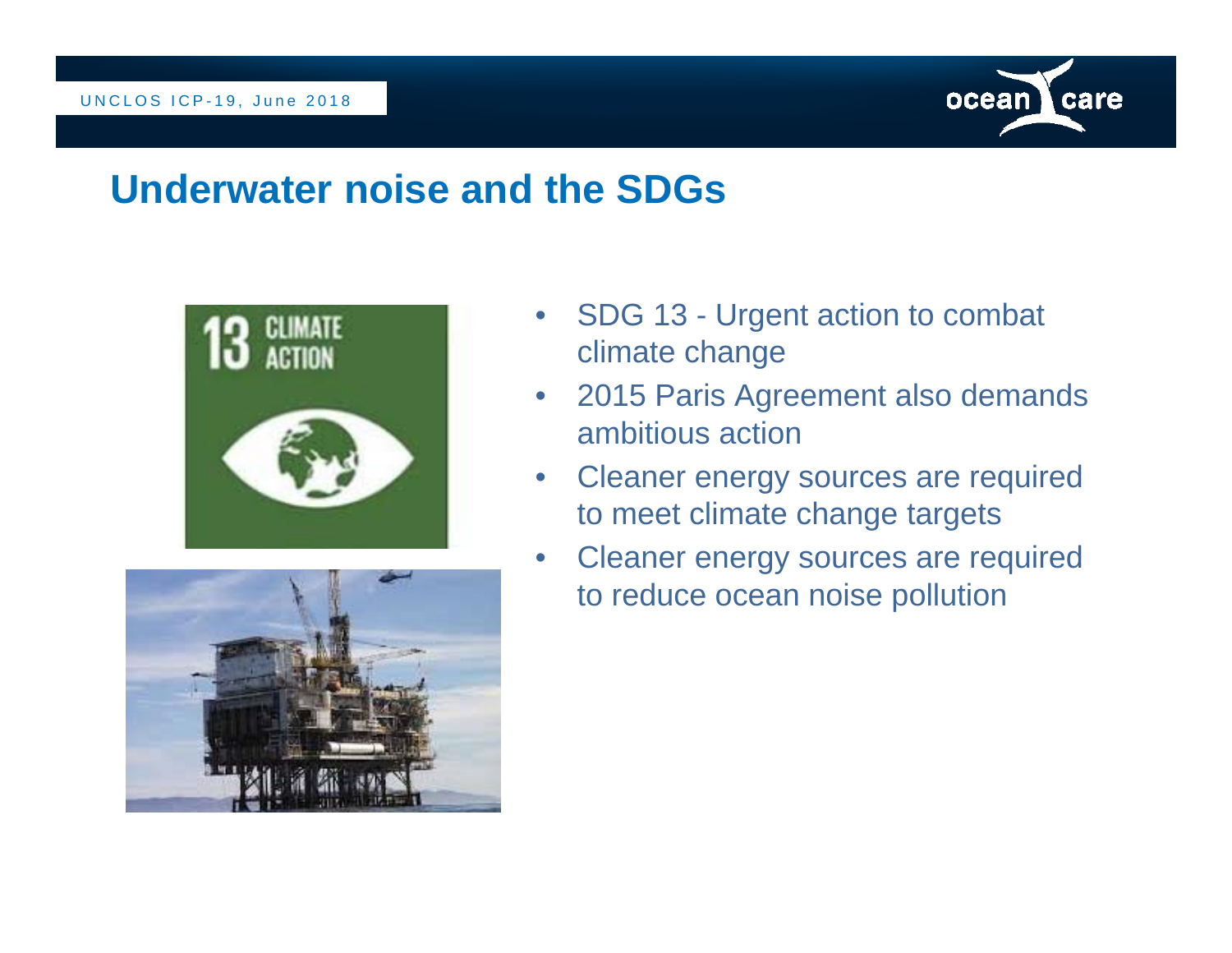## Underwater noise and the SDGs

- SDG 13 - Urgent action to combat climate change
- 2015 Paris Agreement also demands ambitious action
- Cleaner energy sources are required to meet climate change targets
- Cleaner energy sources are required to reduce ocean noise pollution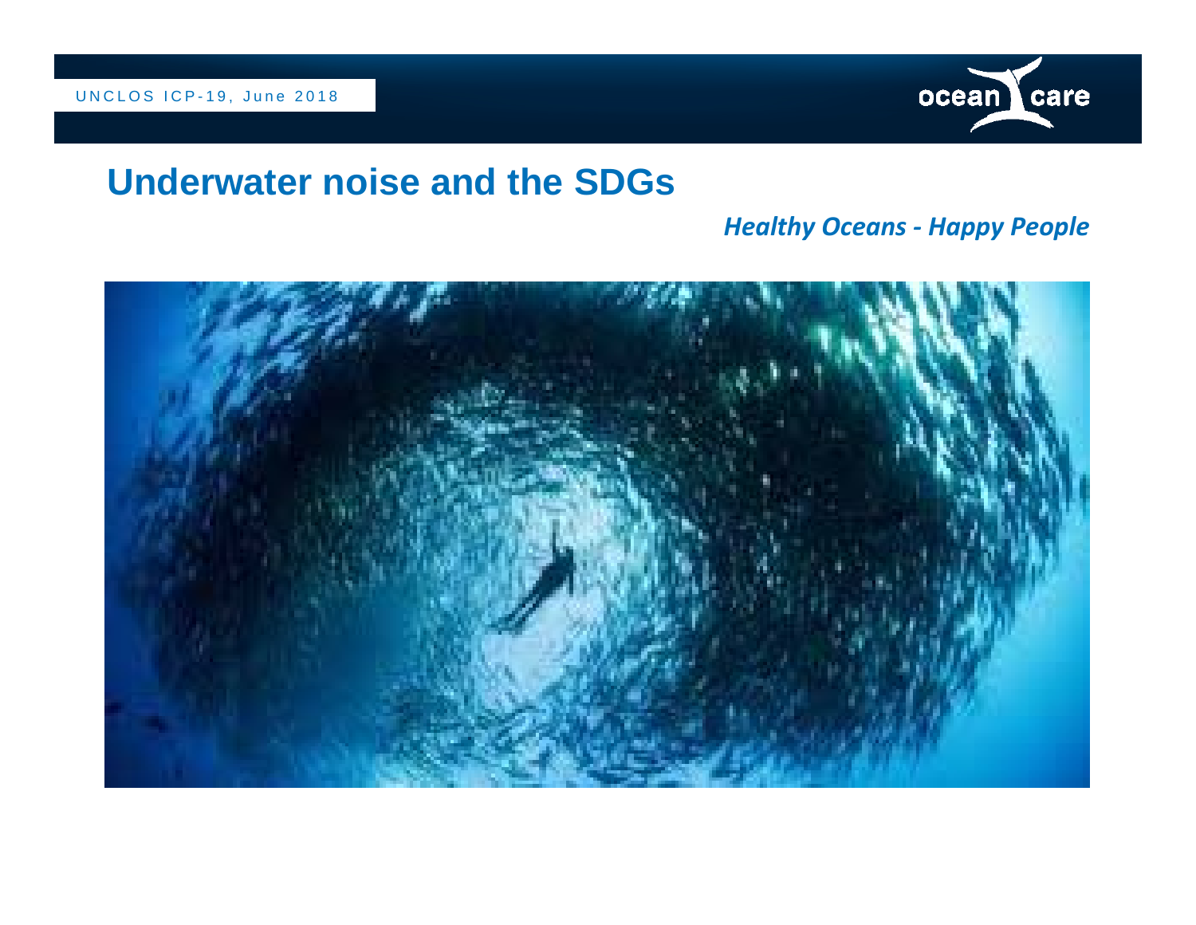# Underwater noise and the SDGs

***Healthy Oceans - Happy People***